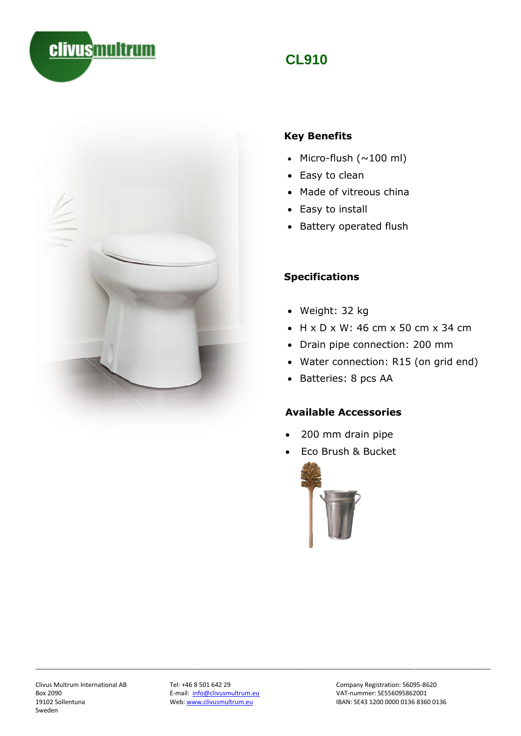# CL910

## Key Benefits

- Micro-flush (~100 ml)
- Easy to clean
- Made of vitreous china
- Easy to install
- Battery operated flush

## Specifications

- Weight: 32 kg
- H x D x W: 46 cm x 50 cm x 34 cm
- Drain pipe connection: 200 mm
- Water connection: R15 (on grid end)
- Batteries: 8 pcs AA

## Available Accessories

- 200 mm drain pipe
- Eco Brush & Bucket

---

Clivus Multrum International AB
Box 2090
19102 Sollentuna
Sweden

Tel: +46 8 501 642 29
E-mail: info@clivusmultrum.eu
Web: www.clivusmultrum.eu

Company Registration: 56095-8620
VAT-nummer: SE556095862001
IBAN: SE43 1200 0000 0136 8360 0136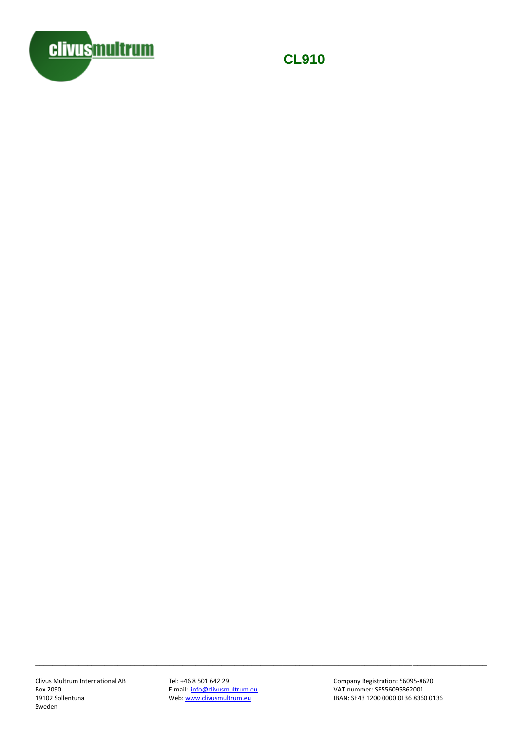# CL910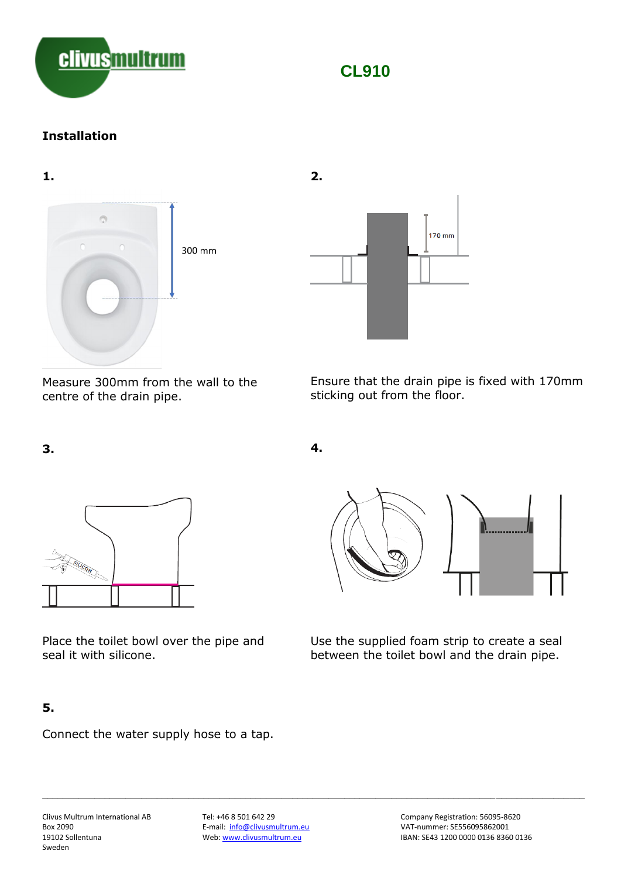CL910

## Installation

**1.**

300 mm

Measure 300mm from the wall to the centre of the drain pipe.

**2.**

170 mm

Ensure that the drain pipe is fixed with 170mm sticking out from the floor.

**3.**

SILICON

Place the toilet bowl over the pipe and seal it with silicone.

**4.**

Use the supplied foam strip to create a seal between the toilet bowl and the drain pipe.

**5.**

Connect the water supply hose to a tap.

Clivus Multrum International AB
Box 2090
19102 Sollentuna
Sweden

Tel: +46 8 501 642 29
E-mail: info@clivusmultrum.eu
Web: www.clivusmultrum.eu

Company Registration: 56095-8620
VAT-nummer: SE556095862001
IBAN: SE43 1200 0000 0136 8360 0136